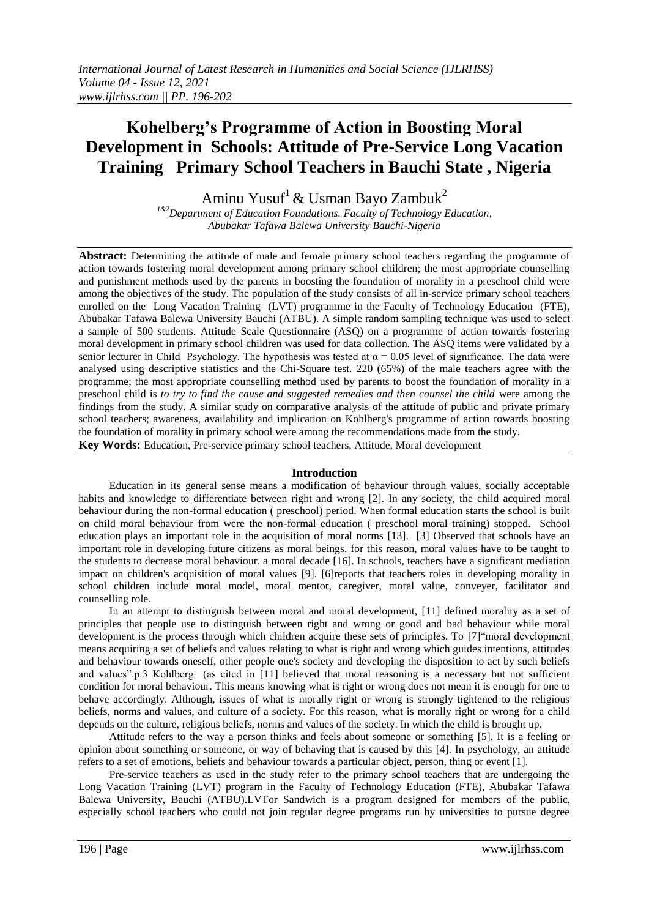# Kohelberg's Programme of Action in Boosting Moral Development in Schools: Attitude of Pre-Service Long Vacation Training Primary School Teachers in Bauchi State , Nigeria

Aminu Yusuf[1] & Usman Bayo Zambuk[2]

[1&2]Department of Education Foundations. Faculty of Technology Education, Abubakar Tafawa Balewa University Bauchi-Nigeria

**Abstract:** Determining the attitude of male and female primary school teachers regarding the programme of action towards fostering moral development among primary school children; the most appropriate counselling and punishment methods used by the parents in boosting the foundation of morality in a preschool child were among the objectives of the study. The population of the study consists of all in-service primary school teachers enrolled on the Long Vacation Training (LVT) programme in the Faculty of Technology Education (FTE), Abubakar Tafawa Balewa University Bauchi (ATBU). A simple random sampling technique was used to select a sample of 500 students. Attitude Scale Questionnaire (ASQ) on a programme of action towards fostering moral development in primary school children was used for data collection. The ASQ items were validated by a senior lecturer in Child Psychology. The hypothesis was tested at $\alpha = 0.05$ level of significance. The data were analysed using descriptive statistics and the Chi-Square test. 220 (65%) of the male teachers agree with the programme; the most appropriate counselling method used by parents to boost the foundation of morality in a preschool child is *to try to find the cause and suggested remedies and then counsel the child* were among the findings from the study. A similar study on comparative analysis of the attitude of public and private primary school teachers; awareness, availability and implication on Kohlberg's programme of action towards boosting the foundation of morality in primary school were among the recommendations made from the study.

**Key Words:** Education, Pre-service primary school teachers, Attitude, Moral development

## Introduction

Education in its general sense means a modification of behaviour through values, socially acceptable habits and knowledge to differentiate between right and wrong [2]. In any society, the child acquired moral behaviour during the non-formal education ( preschool) period. When formal education starts the school is built on child moral behaviour from were the non-formal education ( preschool moral training) stopped. School education plays an important role in the acquisition of moral norms [13]. [3] Observed that schools have an important role in developing future citizens as moral beings. for this reason, moral values have to be taught to the students to decrease moral behaviour. a moral decade [16]. In schools, teachers have a significant mediation impact on children's acquisition of moral values [9]. [6]reports that teachers roles in developing morality in school children include moral model, moral mentor, caregiver, moral value, conveyer, facilitator and counselling role.

In an attempt to distinguish between moral and moral development, [11] defined morality as a set of principles that people use to distinguish between right and wrong or good and bad behaviour while moral development is the process through which children acquire these sets of principles. To [7]"moral development means acquiring a set of beliefs and values relating to what is right and wrong which guides intentions, attitudes and behaviour towards oneself, other people one's society and developing the disposition to act by such beliefs and values".p.3 Kohlberg (as cited in [11] believed that moral reasoning is a necessary but not sufficient condition for moral behaviour. This means knowing what is right or wrong does not mean it is enough for one to behave accordingly. Although, issues of what is morally right or wrong is strongly tightened to the religious beliefs, norms and values, and culture of a society. For this reason, what is morally right or wrong for a child depends on the culture, religious beliefs, norms and values of the society. In which the child is brought up.

Attitude refers to the way a person thinks and feels about someone or something [5]. It is a feeling or opinion about something or someone, or way of behaving that is caused by this [4]. In psychology, an attitude refers to a set of emotions, beliefs and behaviour towards a particular object, person, thing or event [1].

Pre-service teachers as used in the study refer to the primary school teachers that are undergoing the Long Vacation Training (LVT) program in the Faculty of Technology Education (FTE), Abubakar Tafawa Balewa University, Bauchi (ATBU).LVTor Sandwich is a program designed for members of the public, especially school teachers who could not join regular degree programs run by universities to pursue degree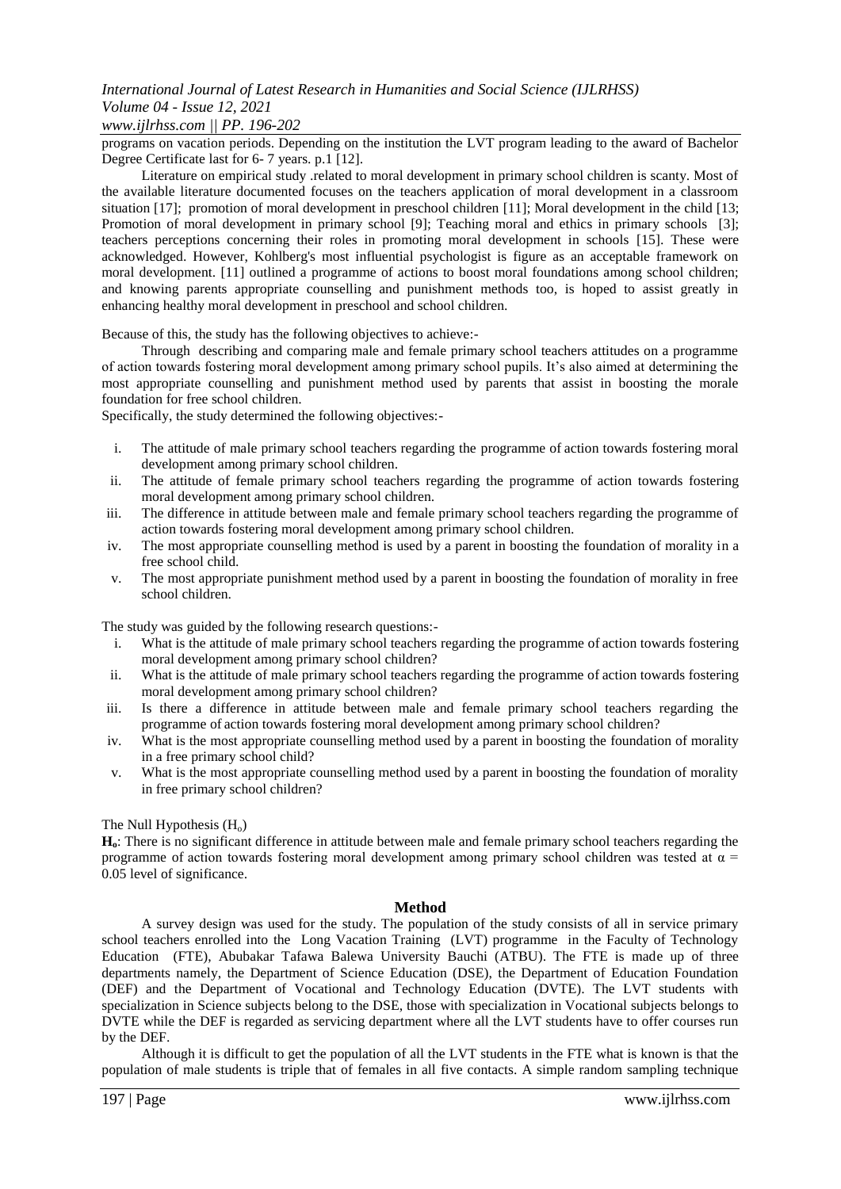programs on vacation periods. Depending on the institution the LVT program leading to the award of Bachelor Degree Certificate last for 6- 7 years. p.1 [12].

Literature on empirical study .related to moral development in primary school children is scanty. Most of the available literature documented focuses on the teachers application of moral development in a classroom situation [17]; promotion of moral development in preschool children [11]; Moral development in the child [13; Promotion of moral development in primary school [9]; Teaching moral and ethics in primary schools [3]; teachers perceptions concerning their roles in promoting moral development in schools [15]. These were acknowledged. However, Kohlberg's most influential psychologist is figure as an acceptable framework on moral development. [11] outlined a programme of actions to boost moral foundations among school children; and knowing parents appropriate counselling and punishment methods too, is hoped to assist greatly in enhancing healthy moral development in preschool and school children.

Because of this, the study has the following objectives to achieve:-

Through describing and comparing male and female primary school teachers attitudes on a programme of action towards fostering moral development among primary school pupils. It's also aimed at determining the most appropriate counselling and punishment method used by parents that assist in boosting the morale foundation for free school children.

Specifically, the study determined the following objectives:-

i. The attitude of male primary school teachers regarding the programme of action towards fostering moral development among primary school children.
ii. The attitude of female primary school teachers regarding the programme of action towards fostering moral development among primary school children.
iii. The difference in attitude between male and female primary school teachers regarding the programme of action towards fostering moral development among primary school children.
iv. The most appropriate counselling method is used by a parent in boosting the foundation of morality in a free school child.
v. The most appropriate punishment method used by a parent in boosting the foundation of morality in free school children.

The study was guided by the following research questions:-

i. What is the attitude of male primary school teachers regarding the programme of action towards fostering moral development among primary school children?
ii. What is the attitude of male primary school teachers regarding the programme of action towards fostering moral development among primary school children?
iii. Is there a difference in attitude between male and female primary school teachers regarding the programme of action towards fostering moral development among primary school children?
iv. What is the most appropriate counselling method used by a parent in boosting the foundation of morality in a free primary school child?
v. What is the most appropriate counselling method used by a parent in boosting the foundation of morality in free primary school children?

The Null Hypothesis ($H_o$)

**$H_o$**: There is no significant difference in attitude between male and female primary school teachers regarding the programme of action towards fostering moral development among primary school children was tested at $\alpha = 0.05$ level of significance.

## Method

A survey design was used for the study. The population of the study consists of all in service primary school teachers enrolled into the Long Vacation Training (LVT) programme in the Faculty of Technology Education (FTE), Abubakar Tafawa Balewa University Bauchi (ATBU). The FTE is made up of three departments namely, the Department of Science Education (DSE), the Department of Education Foundation (DEF) and the Department of Vocational and Technology Education (DVTE). The LVT students with specialization in Science subjects belong to the DSE, those with specialization in Vocational subjects belongs to DVTE while the DEF is regarded as servicing department where all the LVT students have to offer courses run by the DEF.

Although it is difficult to get the population of all the LVT students in the FTE what is known is that the population of male students is triple that of females in all five contacts. A simple random sampling technique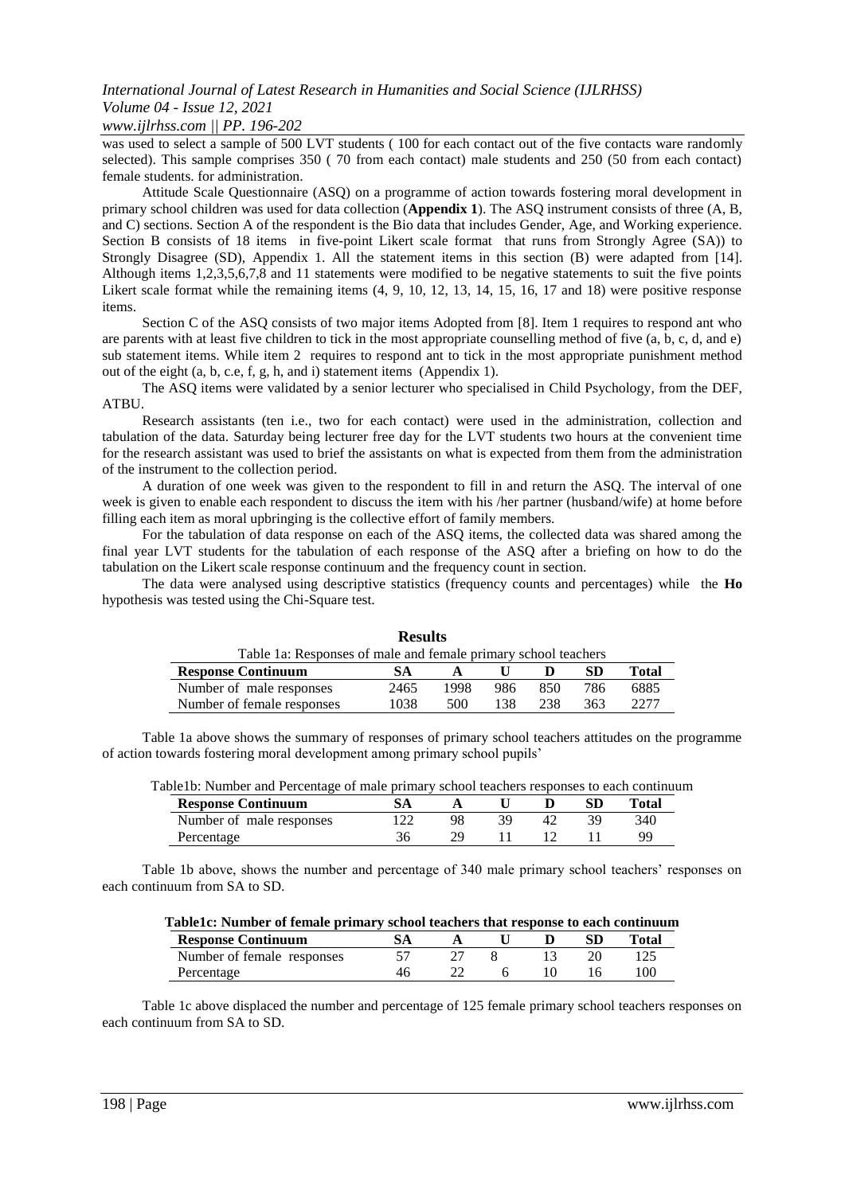was used to select a sample of 500 LVT students ( 100 for each contact out of the five contacts ware randomly selected). This sample comprises 350 ( 70 from each contact) male students and 250 (50 from each contact) female students. for administration.

Attitude Scale Questionnaire (ASQ) on a programme of action towards fostering moral development in primary school children was used for data collection (**Appendix 1**). The ASQ instrument consists of three (A, B, and C) sections. Section A of the respondent is the Bio data that includes Gender, Age, and Working experience. Section B consists of 18 items in five-point Likert scale format that runs from Strongly Agree (SA)) to Strongly Disagree (SD), Appendix 1. All the statement items in this section (B) were adapted from [14]. Although items 1,2,3,5,6,7,8 and 11 statements were modified to be negative statements to suit the five points Likert scale format while the remaining items (4, 9, 10, 12, 13, 14, 15, 16, 17 and 18) were positive response items.

Section C of the ASQ consists of two major items Adopted from [8]. Item 1 requires to respond ant who are parents with at least five children to tick in the most appropriate counselling method of five (a, b, c, d, and e) sub statement items. While item 2 requires to respond ant to tick in the most appropriate punishment method out of the eight (a, b, c.e, f, g, h, and i) statement items (Appendix 1).

The ASQ items were validated by a senior lecturer who specialised in Child Psychology, from the DEF, ATBU.

Research assistants (ten i.e., two for each contact) were used in the administration, collection and tabulation of the data. Saturday being lecturer free day for the LVT students two hours at the convenient time for the research assistant was used to brief the assistants on what is expected from them from the administration of the instrument to the collection period.

A duration of one week was given to the respondent to fill in and return the ASQ. The interval of one week is given to enable each respondent to discuss the item with his /her partner (husband/wife) at home before filling each item as moral upbringing is the collective effort of family members.

For the tabulation of data response on each of the ASQ items, the collected data was shared among the final year LVT students for the tabulation of each response of the ASQ after a briefing on how to do the tabulation on the Likert scale response continuum and the frequency count in section.

The data were analysed using descriptive statistics (frequency counts and percentages) while the **Ho** hypothesis was tested using the Chi-Square test.

## Results

Table 1a: Responses of male and female primary school teachers

| Response Continuum | SA | A | U | D | SD | Total |
|---|---|---|---|---|---|---|
| Number of male responses | 2465 | 1998 | 986 | 850 | 786 | 6885 |
| Number of female responses | 1038 | 500 | 138 | 238 | 363 | 2277 |

Table 1a above shows the summary of responses of primary school teachers attitudes on the programme of action towards fostering moral development among primary school pupils'

Table1b: Number and Percentage of male primary school teachers responses to each continuum

| Response Continuum | SA | A | U | D | SD | Total |
|---|---|---|---|---|---|---|
| Number of male responses | 122 | 98 | 39 | 42 | 39 | 340 |
| Percentage | 36 | 29 | 11 | 12 | 11 | 99 |

Table 1b above, shows the number and percentage of 340 male primary school teachers' responses on each continuum from SA to SD.

**Table1c: Number of female primary school teachers that response to each continuum**

| Response Continuum | SA | A | U | D | SD | Total |
|---|---|---|---|---|---|---|
| Number of female responses | 57 | 27 | 8 | 13 | 20 | 125 |
| Percentage | 46 | 22 | 6 | 10 | 16 | 100 |

Table 1c above displaced the number and percentage of 125 female primary school teachers responses on each continuum from SA to SD.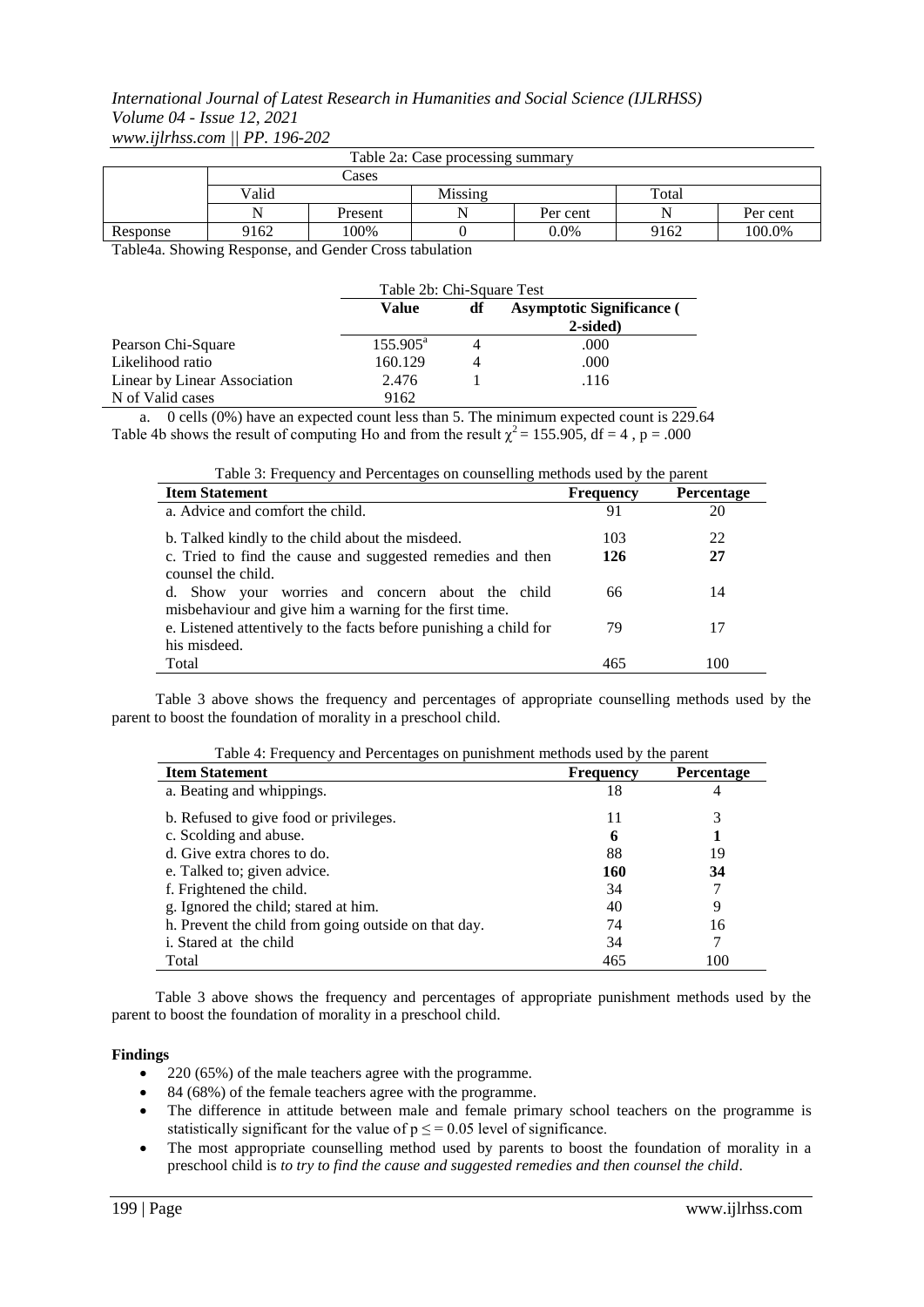Table 2a: Case processing summary

| | Cases | | | | | |
|---|---|---|---|---|---|---|
| | Valid | | Missing | | Total | |
| | N | Present | N | Per cent | N | Per cent |
| Response | 9162 | 100% | 0 | 0.0% | 9162 | 100.0% |

Table4a. Showing Response, and Gender Cross tabulation

Table 2b: Chi-Square Test

| | Value | df | Asymptotic Significance (2-sided) |
|---|---|---|---|
| Pearson Chi-Square | 155.905[a] | 4 | .000 |
| Likelihood ratio | 160.129 | 4 | .000 |
| Linear by Linear Association | 2.476 | 1 | .116 |
| N of Valid cases | 9162 | | |

a. 0 cells (0%) have an expected count less than 5. The minimum expected count is 229.64

Table 4b shows the result of computing Ho and from the result $\chi^2 = 155.905$, df = 4 , p = .000

Table 3: Frequency and Percentages on counselling methods used by the parent

| Item Statement | Frequency | Percentage |
|---|---|---|
| a. Advice and comfort the child. | 91 | 20 |
| b. Talked kindly to the child about the misdeed. | 103 | 22 |
| c. Tried to find the cause and suggested remedies and then counsel the child. | **126** | **27** |
| d. Show your worries and concern about the child misbehaviour and give him a warning for the first time. | 66 | 14 |
| e. Listened attentively to the facts before punishing a child for his misdeed. | 79 | 17 |
| Total | 465 | 100 |

Table 3 above shows the frequency and percentages of appropriate counselling methods used by the parent to boost the foundation of morality in a preschool child.

Table 4: Frequency and Percentages on punishment methods used by the parent

| Item Statement | Frequency | Percentage |
|---|---|---|
| a. Beating and whippings. | 18 | 4 |
| b. Refused to give food or privileges. | 11 | 3 |
| c. Scolding and abuse. | **6** | **1** |
| d. Give extra chores to do. | 88 | 19 |
| e. Talked to; given advice. | **160** | **34** |
| f. Frightened the child. | 34 | 7 |
| g. Ignored the child; stared at him. | 40 | 9 |
| h. Prevent the child from going outside on that day. | 74 | 16 |
| i. Stared at the child | 34 | 7 |
| Total | 465 | 100 |

Table 3 above shows the frequency and percentages of appropriate punishment methods used by the parent to boost the foundation of morality in a preschool child.

**Findings**

- 220 (65%) of the male teachers agree with the programme.
- 84 (68%) of the female teachers agree with the programme.
- The difference in attitude between male and female primary school teachers on the programme is statistically significant for the value of $p \leq = 0.05$ level of significance.
- The most appropriate counselling method used by parents to boost the foundation of morality in a preschool child is *to try to find the cause and suggested remedies and then counsel the child*.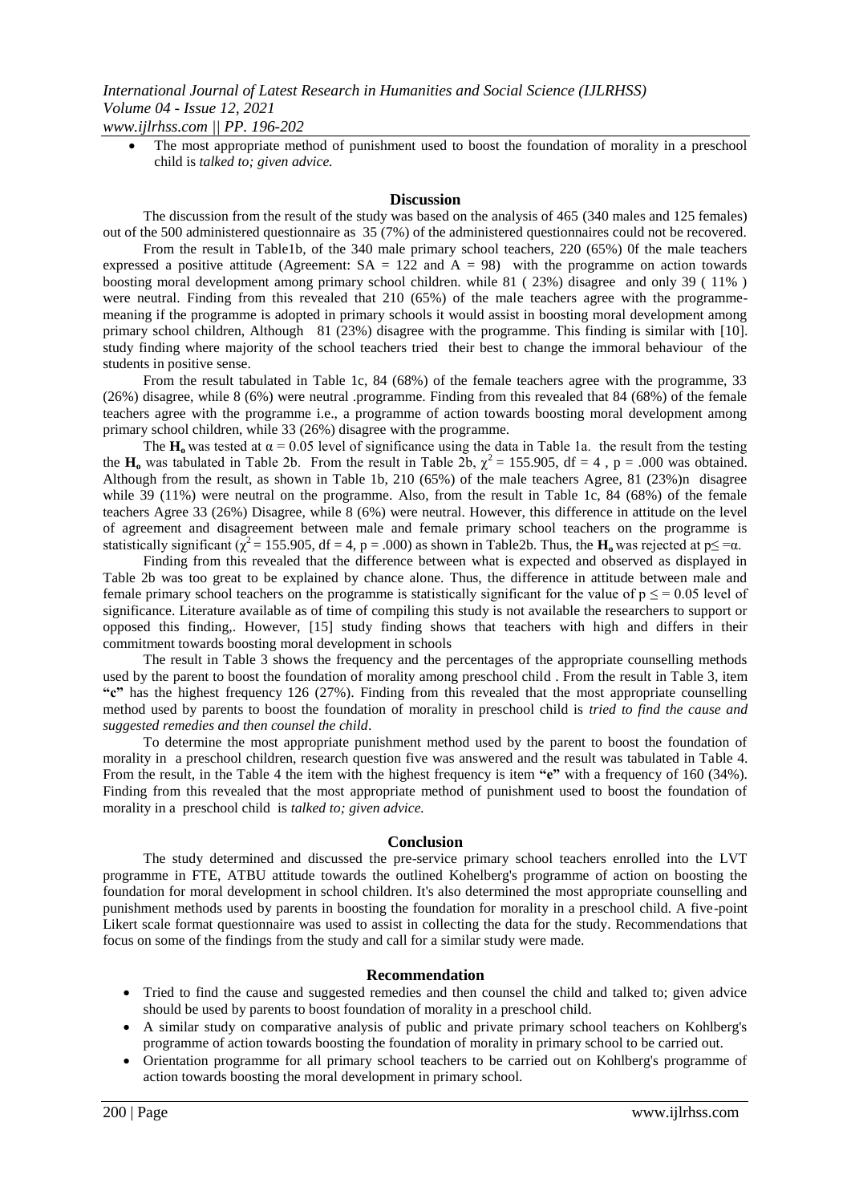- The most appropriate method of punishment used to boost the foundation of morality in a preschool child is *talked to; given advice.*

## Discussion

The discussion from the result of the study was based on the analysis of 465 (340 males and 125 females) out of the 500 administered questionnaire as 35 (7%) of the administered questionnaires could not be recovered.

From the result in Table1b, of the 340 male primary school teachers, 220 (65%) 0f the male teachers expressed a positive attitude (Agreement: SA = 122 and A = 98) with the programme on action towards boosting moral development among primary school children. while 81 ( 23%) disagree and only 39 ( 11% ) were neutral. Finding from this revealed that 210 (65%) of the male teachers agree with the programme-meaning if the programme is adopted in primary schools it would assist in boosting moral development among primary school children, Although 81 (23%) disagree with the programme. This finding is similar with [10]. study finding where majority of the school teachers tried their best to change the immoral behaviour of the students in positive sense.

From the result tabulated in Table 1c, 84 (68%) of the female teachers agree with the programme, 33 (26%) disagree, while 8 (6%) were neutral .programme. Finding from this revealed that 84 (68%) of the female teachers agree with the programme i.e., a programme of action towards boosting moral development among primary school children, while 33 (26%) disagree with the programme.

The $\mathbf{H_o}$ was tested at $\alpha = 0.05$ level of significance using the data in Table 1a. the result from the testing the $\mathbf{H_o}$ was tabulated in Table 2b. From the result in Table 2b, $\chi^2 = 155.905$, df = 4 , p = .000 was obtained. Although from the result, as shown in Table 1b, 210 (65%) of the male teachers Agree, 81 (23%)n disagree while 39 (11%) were neutral on the programme. Also, from the result in Table 1c, 84 (68%) of the female teachers Agree 33 (26%) Disagree, while 8 (6%) were neutral. However, this difference in attitude on the level of agreement and disagreement between male and female primary school teachers on the programme is statistically significant ($\chi^2 = 155.905$, df = 4, p = .000) as shown in Table2b. Thus, the $\mathbf{H_o}$ was rejected at $p \leq = \alpha$.

Finding from this revealed that the difference between what is expected and observed as displayed in Table 2b was too great to be explained by chance alone. Thus, the difference in attitude between male and female primary school teachers on the programme is statistically significant for the value of $p \leq = 0.05$ level of significance. Literature available as of time of compiling this study is not available the researchers to support or opposed this finding,. However, [15] study finding shows that teachers with high and differs in their commitment towards boosting moral development in schools

The result in Table 3 shows the frequency and the percentages of the appropriate counselling methods used by the parent to boost the foundation of morality among preschool child . From the result in Table 3, item **"c"** has the highest frequency 126 (27%). Finding from this revealed that the most appropriate counselling method used by parents to boost the foundation of morality in preschool child is *tried to find the cause and suggested remedies and then counsel the child*.

To determine the most appropriate punishment method used by the parent to boost the foundation of morality in a preschool children, research question five was answered and the result was tabulated in Table 4. From the result, in the Table 4 the item with the highest frequency is item **"e"** with a frequency of 160 (34%). Finding from this revealed that the most appropriate method of punishment used to boost the foundation of morality in a preschool child is *talked to; given advice.*

## Conclusion

The study determined and discussed the pre-service primary school teachers enrolled into the LVT programme in FTE, ATBU attitude towards the outlined Kohelberg's programme of action on boosting the foundation for moral development in school children. It's also determined the most appropriate counselling and punishment methods used by parents in boosting the foundation for morality in a preschool child. A five-point Likert scale format questionnaire was used to assist in collecting the data for the study. Recommendations that focus on some of the findings from the study and call for a similar study were made.

## Recommendation

- Tried to find the cause and suggested remedies and then counsel the child and talked to; given advice should be used by parents to boost foundation of morality in a preschool child.
- A similar study on comparative analysis of public and private primary school teachers on Kohlberg's programme of action towards boosting the foundation of morality in primary school to be carried out.
- Orientation programme for all primary school teachers to be carried out on Kohlberg's programme of action towards boosting the moral development in primary school.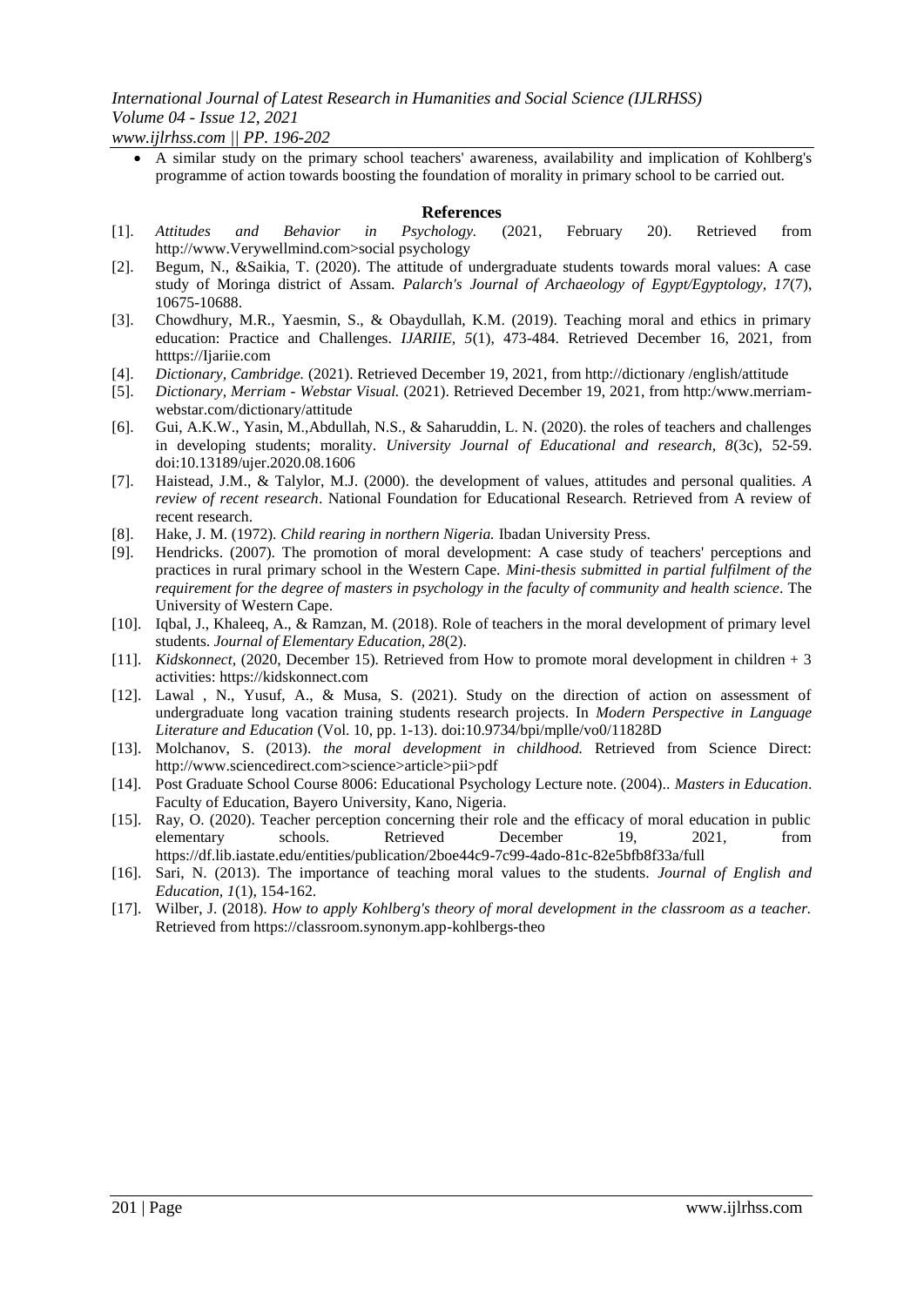- A similar study on the primary school teachers' awareness, availability and implication of Kohlberg's programme of action towards boosting the foundation of morality in primary school to be carried out.

## References

[1]. *Attitudes and Behavior in Psychology.* (2021, February 20). Retrieved from http://www.Verywellmind.com>social psychology

[2]. Begum, N., &Saikia, T. (2020). The attitude of undergraduate students towards moral values: A case study of Moringa district of Assam. *Palarch's Journal of Archaeology of Egypt/Egyptology, 17*(7), 10675-10688.

[3]. Chowdhury, M.R., Yaesmin, S., & Obaydullah, K.M. (2019). Teaching moral and ethics in primary education: Practice and Challenges. *IJARIIE, 5*(1), 473-484. Retrieved December 16, 2021, from htttps://Ijariie.com

[4]. *Dictionary, Cambridge.* (2021). Retrieved December 19, 2021, from http://dictionary /english/attitude

[5]. *Dictionary, Merriam - Webstar Visual.* (2021). Retrieved December 19, 2021, from http:/www.merriam-webstar.com/dictionary/attitude

[6]. Gui, A.K.W., Yasin, M.,Abdullah, N.S., & Saharuddin, L. N. (2020). the roles of teachers and challenges in developing students; morality. *University Journal of Educational and research, 8*(3c), 52-59. doi:10.13189/ujer.2020.08.1606

[7]. Haistead, J.M., & Talylor, M.J. (2000). the development of values, attitudes and personal qualities. *A review of recent research*. National Foundation for Educational Research. Retrieved from A review of recent research.

[8]. Hake, J. M. (1972). *Child rearing in northern Nigeria.* Ibadan University Press.

[9]. Hendricks. (2007). The promotion of moral development: A case study of teachers' perceptions and practices in rural primary school in the Western Cape. *Mini-thesis submitted in partial fulfilment of the requirement for the degree of masters in psychology in the faculty of community and health science*. The University of Western Cape.

[10]. Iqbal, J., Khaleeq, A., & Ramzan, M. (2018). Role of teachers in the moral development of primary level students. *Journal of Elementary Education, 28*(2).

[11]. *Kidskonnect,* (2020, December 15). Retrieved from How to promote moral development in children + 3 activities: https://kidskonnect.com

[12]. Lawal , N., Yusuf, A., & Musa, S. (2021). Study on the direction of action on assessment of undergraduate long vacation training students research projects. In *Modern Perspective in Language Literature and Education* (Vol. 10, pp. 1-13). doi:10.9734/bpi/mplle/vo0/11828D

[13]. Molchanov, S. (2013). *the moral development in childhood.* Retrieved from Science Direct: http://www.sciencedirect.com>science>article>pii>pdf

[14]. Post Graduate School Course 8006: Educational Psychology Lecture note. (2004).. *Masters in Education*. Faculty of Education, Bayero University, Kano, Nigeria.

[15]. Ray, O. (2020). Teacher perception concerning their role and the efficacy of moral education in public elementary schools. Retrieved December 19, 2021, from https://df.lib.iastate.edu/entities/publication/2boe44c9-7c99-4ado-81c-82e5bfb8f33a/full

[16]. Sari, N. (2013). The importance of teaching moral values to the students. *Journal of English and Education, 1*(1), 154-162.

[17]. Wilber, J. (2018). *How to apply Kohlberg's theory of moral development in the classroom as a teacher.* Retrieved from https://classroom.synonym.app-kohlbergs-theo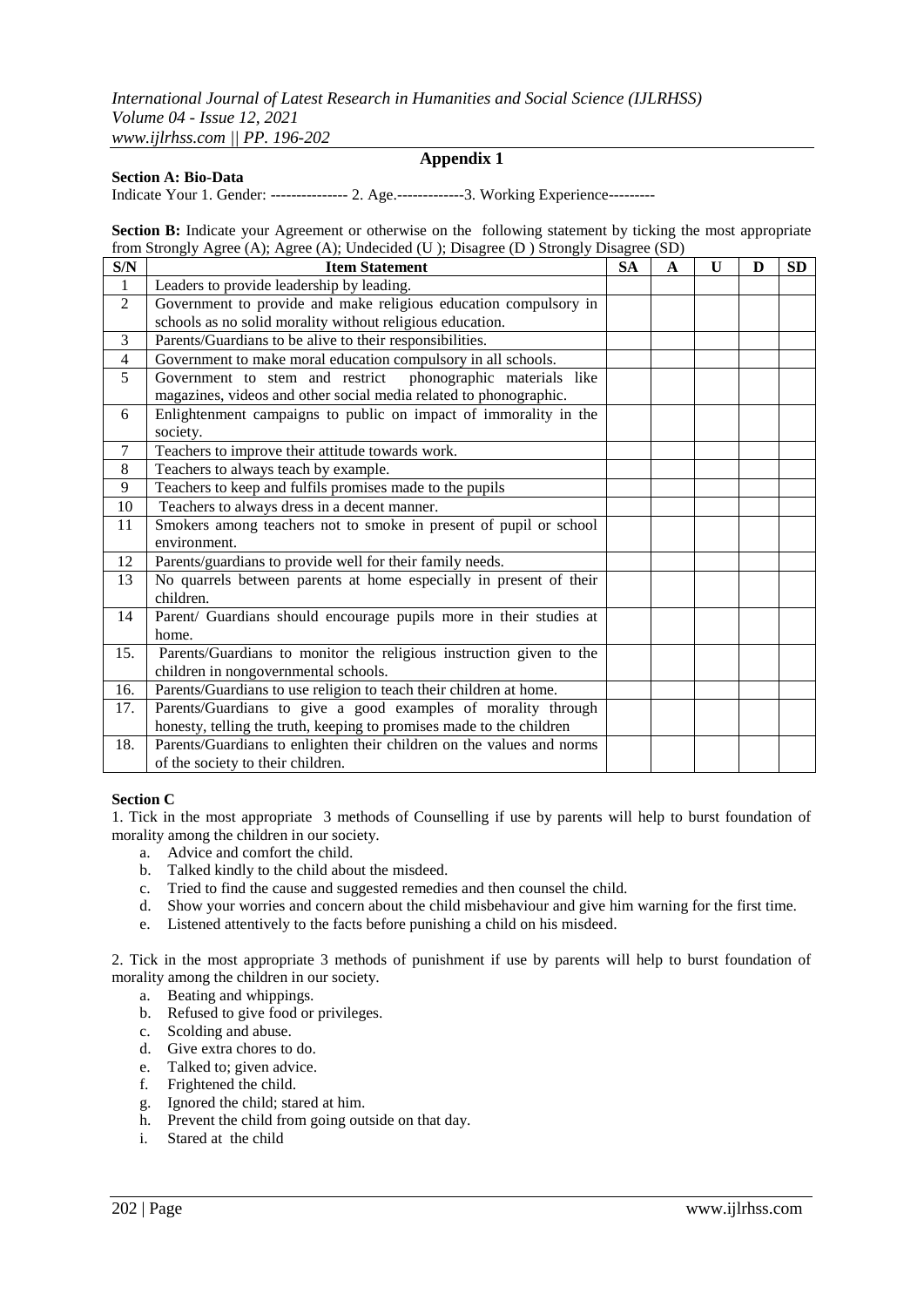## Appendix 1

**Section A: Bio-Data**

Indicate Your 1. Gender: --------------- 2. Age.-------------3. Working Experience---------

**Section B:** Indicate your Agreement or otherwise on the following statement by ticking the most appropriate from Strongly Agree (A); Agree (A); Undecided (U ); Disagree (D ) Strongly Disagree (SD)

| S/N | Item Statement | SA | A | U | D | SD |
|---|---|---|---|---|---|---|
| 1 | Leaders to provide leadership by leading. | | | | | |
| 2 | Government to provide and make religious education compulsory in schools as no solid morality without religious education. | | | | | |
| 3 | Parents/Guardians to be alive to their responsibilities. | | | | | |
| 4 | Government to make moral education compulsory in all schools. | | | | | |
| 5 | Government to stem and restrict phonographic materials like magazines, videos and other social media related to phonographic. | | | | | |
| 6 | Enlightenment campaigns to public on impact of immorality in the society. | | | | | |
| 7 | Teachers to improve their attitude towards work. | | | | | |
| 8 | Teachers to always teach by example. | | | | | |
| 9 | Teachers to keep and fulfils promises made to the pupils | | | | | |
| 10 | Teachers to always dress in a decent manner. | | | | | |
| 11 | Smokers among teachers not to smoke in present of pupil or school environment. | | | | | |
| 12 | Parents/guardians to provide well for their family needs. | | | | | |
| 13 | No quarrels between parents at home especially in present of their children. | | | | | |
| 14 | Parent/ Guardians should encourage pupils more in their studies at home. | | | | | |
| 15. | Parents/Guardians to monitor the religious instruction given to the children in nongovernmental schools. | | | | | |
| 16. | Parents/Guardians to use religion to teach their children at home. | | | | | |
| 17. | Parents/Guardians to give a good examples of morality through honesty, telling the truth, keeping to promises made to the children | | | | | |
| 18. | Parents/Guardians to enlighten their children on the values and norms of the society to their children. | | | | | |

**Section C**

1. Tick in the most appropriate 3 methods of Counselling if use by parents will help to burst foundation of morality among the children in our society.
   a. Advice and comfort the child.
   b. Talked kindly to the child about the misdeed.
   c. Tried to find the cause and suggested remedies and then counsel the child.
   d. Show your worries and concern about the child misbehaviour and give him warning for the first time.
   e. Listened attentively to the facts before punishing a child on his misdeed.

2. Tick in the most appropriate 3 methods of punishment if use by parents will help to burst foundation of morality among the children in our society.
   a. Beating and whippings.
   b. Refused to give food or privileges.
   c. Scolding and abuse.
   d. Give extra chores to do.
   e. Talked to; given advice.
   f. Frightened the child.
   g. Ignored the child; stared at him.
   h. Prevent the child from going outside on that day.
   i. Stared at the child